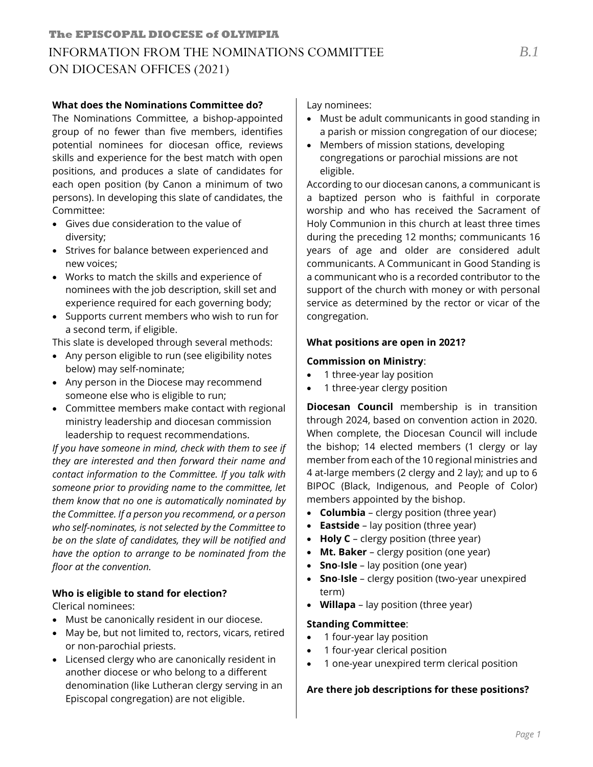**The EPISCOPAL DIOCESE of OLYMPIA**

# INFORMATION FROM THE NOMINATIONS COMMITTEE ON DIOCESAN OFFICES (2021)

B.1

**What does the Nominations Committee do?**

The Nominations Committee, a bishop-appointed group of no fewer than five members, identifies potential nominees for diocesan office, reviews skills and experience for the best match with open positions, and produces a slate of candidates for each open position (by Canon a minimum of two persons). In developing this slate of candidates, the Committee:

- Gives due consideration to the value of diversity;
- Strives for balance between experienced and new voices;
- Works to match the skills and experience of nominees with the job description, skill set and experience required for each governing body;
- Supports current members who wish to run for a second term, if eligible.

This slate is developed through several methods:

- Any person eligible to run (see eligibility notes below) may self-nominate;
- Any person in the Diocese may recommend someone else who is eligible to run;
- Committee members make contact with regional ministry leadership and diocesan commission leadership to request recommendations.

*If you have someone in mind, check with them to see if they are interested and then forward their name and contact information to the Committee. If you talk with someone prior to providing name to the committee, let them know that no one is automatically nominated by the Committee. If a person you recommend, or a person who self-nominates, is not selected by the Committee to be on the slate of candidates, they will be notified and have the option to arrange to be nominated from the floor at the convention.*

**Who is eligible to stand for election?**

Clerical nominees:

- Must be canonically resident in our diocese.
- May be, but not limited to, rectors, vicars, retired or non-parochial priests.
- Licensed clergy who are canonically resident in another diocese or who belong to a different denomination (like Lutheran clergy serving in an Episcopal congregation) are not eligible.

Lay nominees:

- Must be adult communicants in good standing in a parish or mission congregation of our diocese;
- Members of mission stations, developing congregations or parochial missions are not eligible.

According to our diocesan canons, a communicant is a baptized person who is faithful in corporate worship and who has received the Sacrament of Holy Communion in this church at least three times during the preceding 12 months; communicants 16 years of age and older are considered adult communicants. A Communicant in Good Standing is a communicant who is a recorded contributor to the support of the church with money or with personal service as determined by the rector or vicar of the congregation.

**What positions are open in 2021?**

**Commission on Ministry**:

- 1 three-year lay position
- 1 three-year clergy position

**Diocesan Council** membership is in transition through 2024, based on convention action in 2020. When complete, the Diocesan Council will include the bishop; 14 elected members (1 clergy or lay member from each of the 10 regional ministries and 4 at-large members (2 clergy and 2 lay); and up to 6 BIPOC (Black, Indigenous, and People of Color) members appointed by the bishop.

- **Columbia** – clergy position (three year)
- **Eastside** – lay position (three year)
- **Holy C** – clergy position (three year)
- **Mt. Baker** – clergy position (one year)
- **Sno-Isle** – lay position (one year)
- **Sno-Isle** – clergy position (two-year unexpired term)
- **Willapa** – lay position (three year)

**Standing Committee**:

- 1 four-year lay position
- 1 four-year clerical position
- 1 one-year unexpired term clerical position

**Are there job descriptions for these positions?**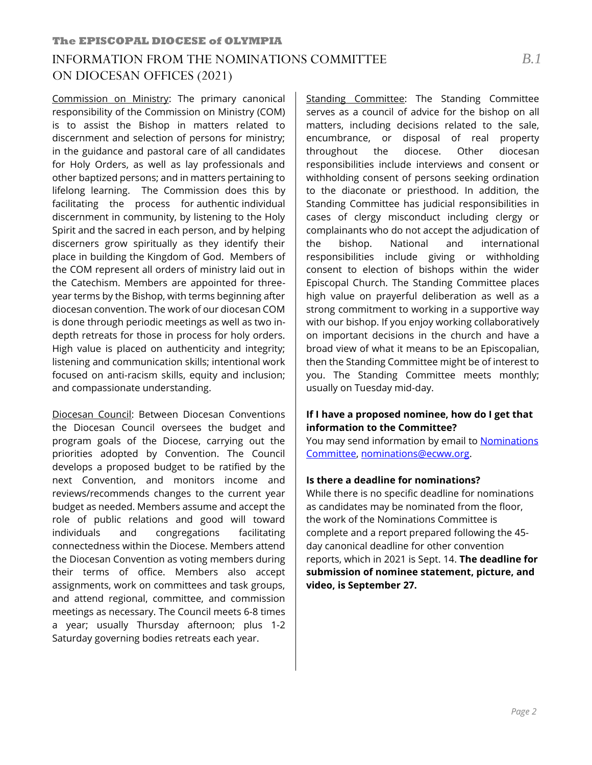The EPISCOPAL DIOCESE of OLYMPIA

# INFORMATION FROM THE NOMINATIONS COMMITTEE ON DIOCESAN OFFICES (2021)

B.1

Commission on Ministry: The primary canonical responsibility of the Commission on Ministry (COM) is to assist the Bishop in matters related to discernment and selection of persons for ministry; in the guidance and pastoral care of all candidates for Holy Orders, as well as lay professionals and other baptized persons; and in matters pertaining to lifelong learning. The Commission does this by facilitating the process for authentic individual discernment in community, by listening to the Holy Spirit and the sacred in each person, and by helping discerners grow spiritually as they identify their place in building the Kingdom of God. Members of the COM represent all orders of ministry laid out in the Catechism. Members are appointed for three-year terms by the Bishop, with terms beginning after diocesan convention. The work of our diocesan COM is done through periodic meetings as well as two in-depth retreats for those in process for holy orders. High value is placed on authenticity and integrity; listening and communication skills; intentional work focused on anti-racism skills, equity and inclusion; and compassionate understanding.

Diocesan Council: Between Diocesan Conventions the Diocesan Council oversees the budget and program goals of the Diocese, carrying out the priorities adopted by Convention. The Council develops a proposed budget to be ratified by the next Convention, and monitors income and reviews/recommends changes to the current year budget as needed. Members assume and accept the role of public relations and good will toward individuals and congregations facilitating connectedness within the Diocese. Members attend the Diocesan Convention as voting members during their terms of office. Members also accept assignments, work on committees and task groups, and attend regional, committee, and commission meetings as necessary. The Council meets 6-8 times a year; usually Thursday afternoon; plus 1-2 Saturday governing bodies retreats each year.

Standing Committee: The Standing Committee serves as a council of advice for the bishop on all matters, including decisions related to the sale, encumbrance, or disposal of real property throughout the diocese. Other diocesan responsibilities include interviews and consent or withholding consent of persons seeking ordination to the diaconate or priesthood. In addition, the Standing Committee has judicial responsibilities in cases of clergy misconduct including clergy or complainants who do not accept the adjudication of the bishop. National and international responsibilities include giving or withholding consent to election of bishops within the wider Episcopal Church. The Standing Committee places high value on prayerful deliberation as well as a strong commitment to working in a supportive way with our bishop. If you enjoy working collaboratively on important decisions in the church and have a broad view of what it means to be an Episcopalian, then the Standing Committee might be of interest to you. The Standing Committee meets monthly; usually on Tuesday mid-day.

**If I have a proposed nominee, how do I get that information to the Committee?**
You may send information by email to Nominations Committee, nominations@ecww.org.

**Is there a deadline for nominations?**
While there is no specific deadline for nominations as candidates may be nominated from the floor, the work of the Nominations Committee is complete and a report prepared following the 45-day canonical deadline for other convention reports, which in 2021 is Sept. 14. **The deadline for submission of nominee statement, picture, and video, is September 27.**